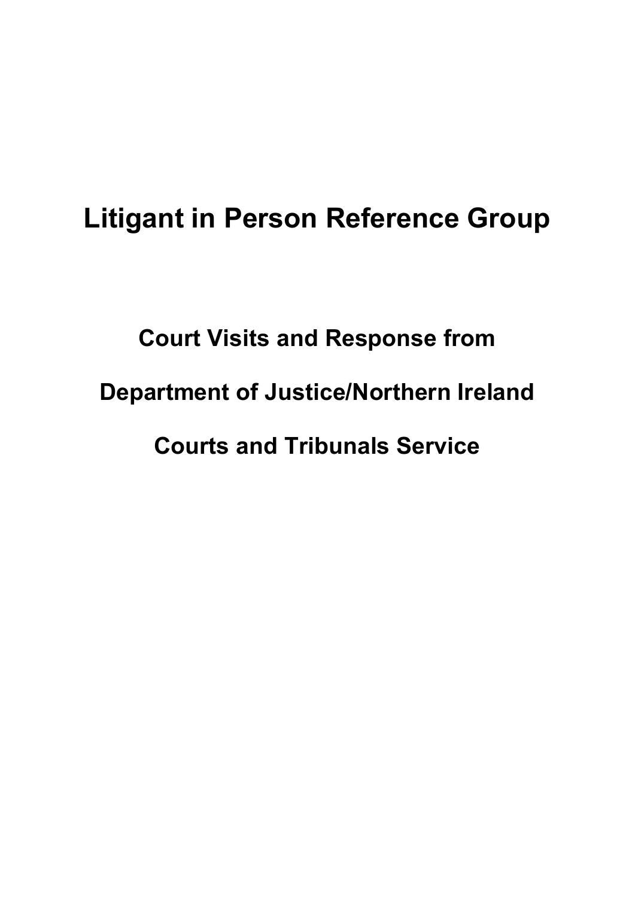# Litigant in Person Reference Group

## Court Visits and Response from

## Department of Justice/Northern Ireland

## Courts and Tribunals Service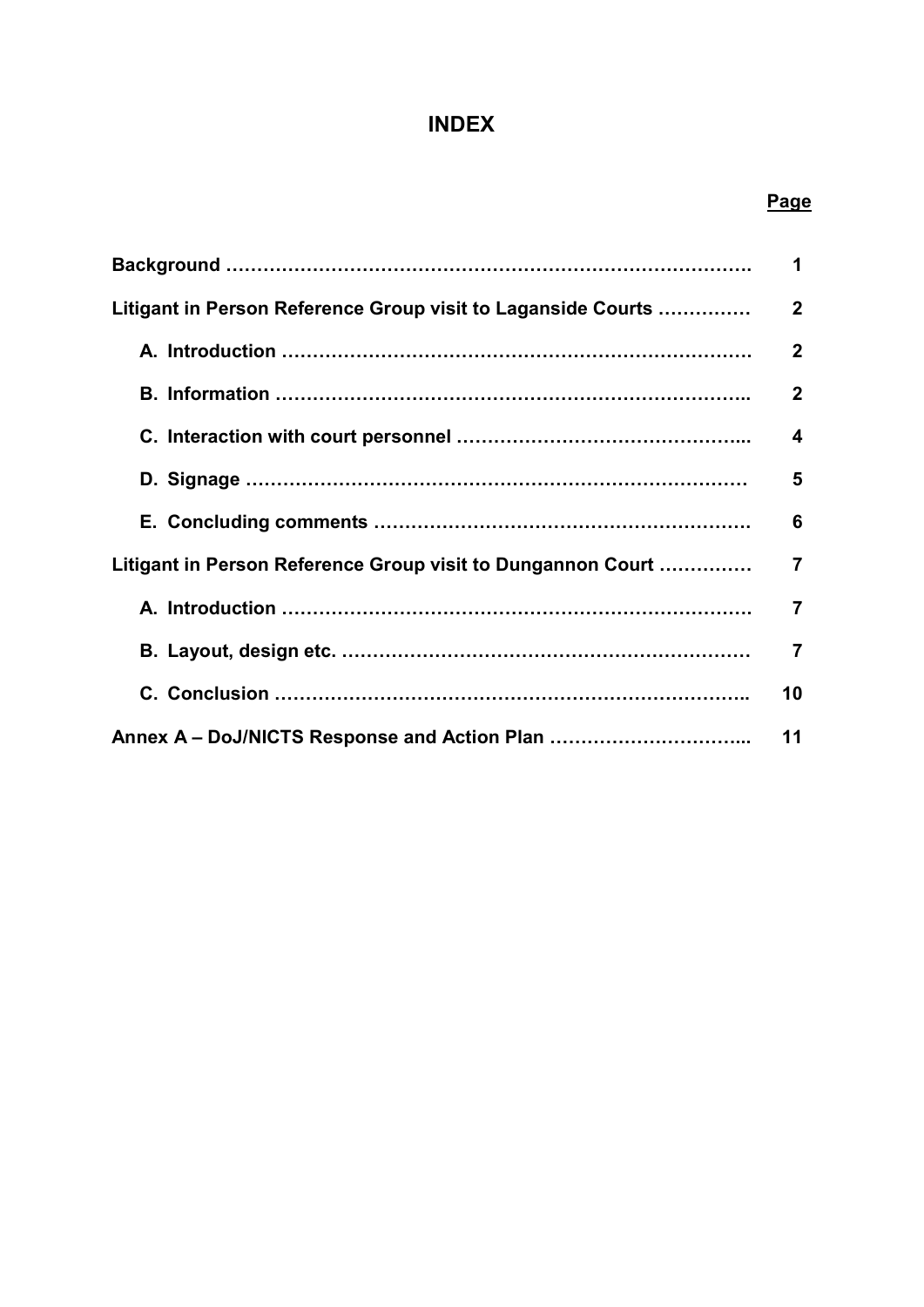# INDEX

| | Page |
|---|---|
| **Background** ………………………………………………………………………. | **1** |
| **Litigant in Person Reference Group visit to Laganside Courts** …………… | **2** |
| **A. Introduction** ………………………………………………………………. | **2** |
| **B. Information** ……………………………………………………………….. | **2** |
| **C. Interaction with court personnel** ………………………………………... | **4** |
| **D. Signage** ……………………………………………………………………… | **5** |
| **E. Concluding comments** ……………………………………………………. | **6** |
| **Litigant in Person Reference Group visit to Dungannon Court** …………… | **7** |
| **A. Introduction** ………………………………………………………………. | **7** |
| **B. Layout, design etc.** ………………………………………………………… | **7** |
| **C. Conclusion** ……………………………………………………………….. | **10** |
| **Annex A – DoJ/NICTS Response and Action Plan** …………………………... | **11** |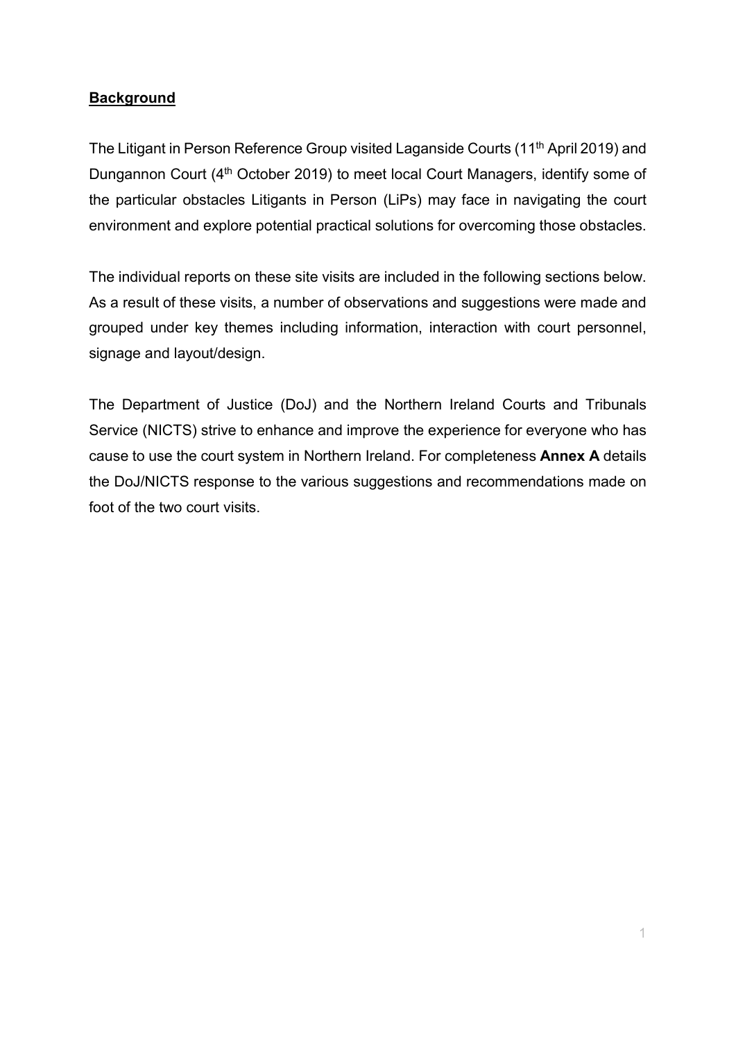## Background

The Litigant in Person Reference Group visited Laganside Courts (11th April 2019) and Dungannon Court (4th October 2019) to meet local Court Managers, identify some of the particular obstacles Litigants in Person (LiPs) may face in navigating the court environment and explore potential practical solutions for overcoming those obstacles.

The individual reports on these site visits are included in the following sections below. As a result of these visits, a number of observations and suggestions were made and grouped under key themes including information, interaction with court personnel, signage and layout/design.

The Department of Justice (DoJ) and the Northern Ireland Courts and Tribunals Service (NICTS) strive to enhance and improve the experience for everyone who has cause to use the court system in Northern Ireland. For completeness **Annex A** details the DoJ/NICTS response to the various suggestions and recommendations made on foot of the two court visits.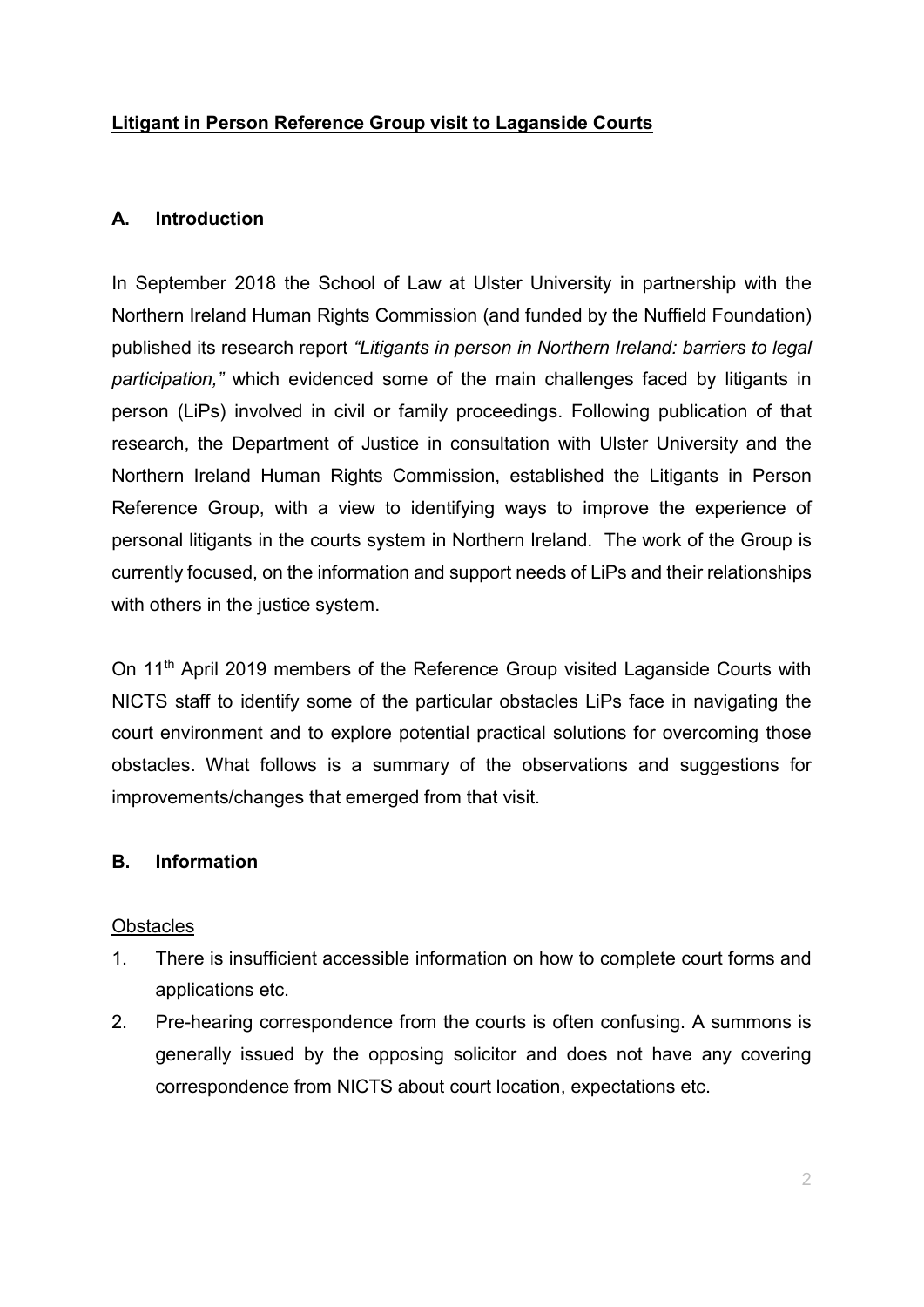**<u>Litigant in Person Reference Group visit to Laganside Courts</u>**

## A. Introduction

In September 2018 the School of Law at Ulster University in partnership with the Northern Ireland Human Rights Commission (and funded by the Nuffield Foundation) published its research report *"Litigants in person in Northern Ireland: barriers to legal participation,"* which evidenced some of the main challenges faced by litigants in person (LiPs) involved in civil or family proceedings. Following publication of that research, the Department of Justice in consultation with Ulster University and the Northern Ireland Human Rights Commission, established the Litigants in Person Reference Group, with a view to identifying ways to improve the experience of personal litigants in the courts system in Northern Ireland. The work of the Group is currently focused, on the information and support needs of LiPs and their relationships with others in the justice system.

On 11th April 2019 members of the Reference Group visited Laganside Courts with NICTS staff to identify some of the particular obstacles LiPs face in navigating the court environment and to explore potential practical solutions for overcoming those obstacles. What follows is a summary of the observations and suggestions for improvements/changes that emerged from that visit.

## B. Information

<u>Obstacles</u>

1. There is insufficient accessible information on how to complete court forms and applications etc.
2. Pre-hearing correspondence from the courts is often confusing. A summons is generally issued by the opposing solicitor and does not have any covering correspondence from NICTS about court location, expectations etc.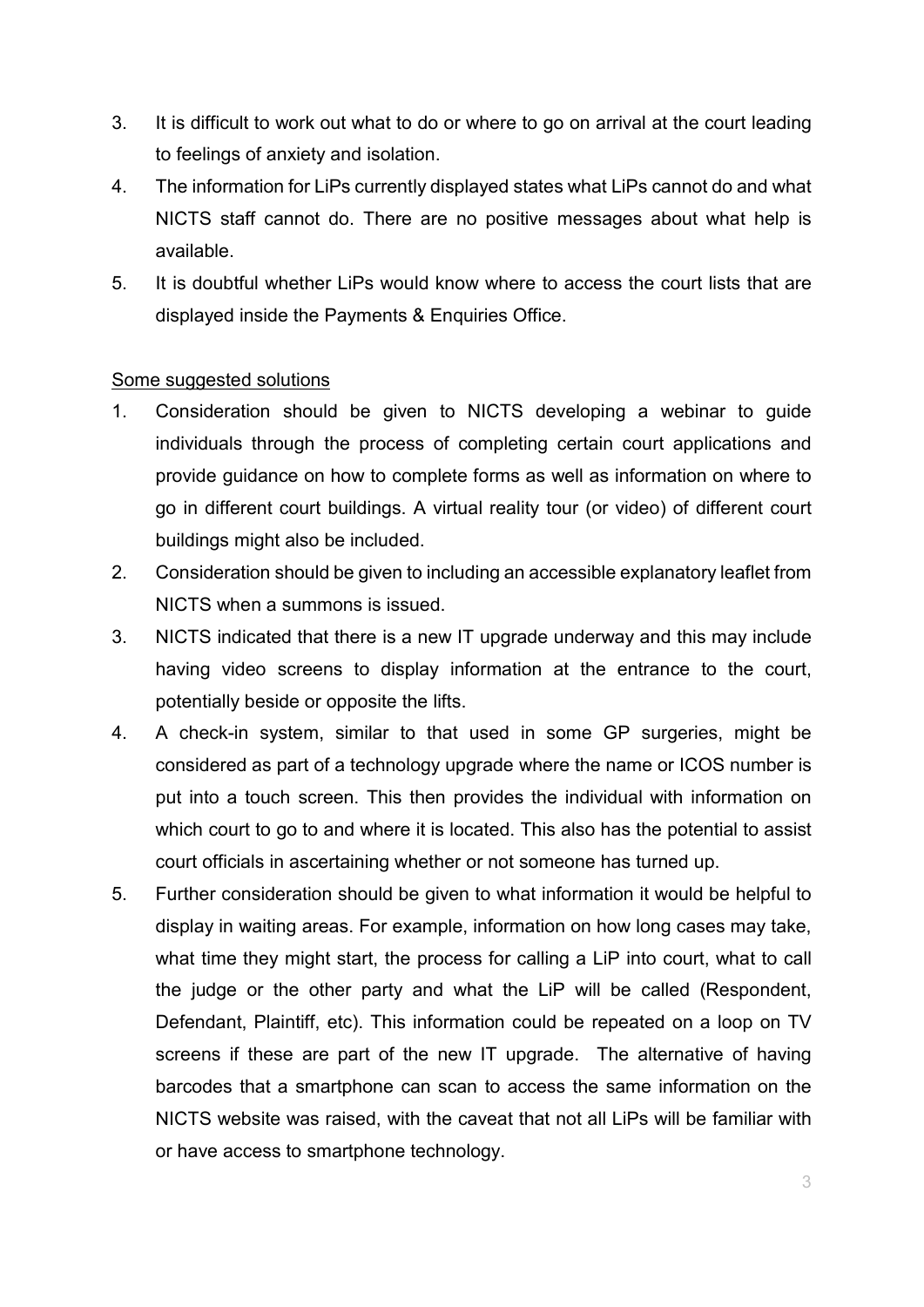3. It is difficult to work out what to do or where to go on arrival at the court leading to feelings of anxiety and isolation.
4. The information for LiPs currently displayed states what LiPs cannot do and what NICTS staff cannot do. There are no positive messages about what help is available.
5. It is doubtful whether LiPs would know where to access the court lists that are displayed inside the Payments & Enquiries Office.

<u>Some suggested solutions</u>

1. Consideration should be given to NICTS developing a webinar to guide individuals through the process of completing certain court applications and provide guidance on how to complete forms as well as information on where to go in different court buildings. A virtual reality tour (or video) of different court buildings might also be included.
2. Consideration should be given to including an accessible explanatory leaflet from NICTS when a summons is issued.
3. NICTS indicated that there is a new IT upgrade underway and this may include having video screens to display information at the entrance to the court, potentially beside or opposite the lifts.
4. A check-in system, similar to that used in some GP surgeries, might be considered as part of a technology upgrade where the name or ICOS number is put into a touch screen. This then provides the individual with information on which court to go to and where it is located. This also has the potential to assist court officials in ascertaining whether or not someone has turned up.
5. Further consideration should be given to what information it would be helpful to display in waiting areas. For example, information on how long cases may take, what time they might start, the process for calling a LiP into court, what to call the judge or the other party and what the LiP will be called (Respondent, Defendant, Plaintiff, etc). This information could be repeated on a loop on TV screens if these are part of the new IT upgrade. The alternative of having barcodes that a smartphone can scan to access the same information on the NICTS website was raised, with the caveat that not all LiPs will be familiar with or have access to smartphone technology.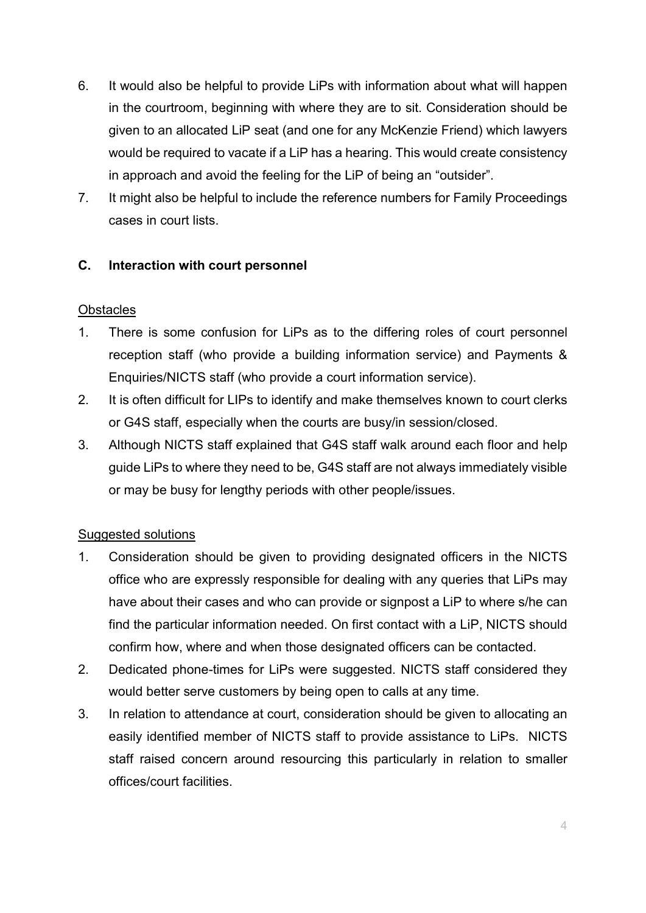6. It would also be helpful to provide LiPs with information about what will happen in the courtroom, beginning with where they are to sit. Consideration should be given to an allocated LiP seat (and one for any McKenzie Friend) which lawyers would be required to vacate if a LiP has a hearing. This would create consistency in approach and avoid the feeling for the LiP of being an "outsider".
7. It might also be helpful to include the reference numbers for Family Proceedings cases in court lists.

## C. Interaction with court personnel

<u>Obstacles</u>

1. There is some confusion for LiPs as to the differing roles of court personnel reception staff (who provide a building information service) and Payments & Enquiries/NICTS staff (who provide a court information service).
2. It is often difficult for LIPs to identify and make themselves known to court clerks or G4S staff, especially when the courts are busy/in session/closed.
3. Although NICTS staff explained that G4S staff walk around each floor and help guide LiPs to where they need to be, G4S staff are not always immediately visible or may be busy for lengthy periods with other people/issues.

<u>Suggested solutions</u>

1. Consideration should be given to providing designated officers in the NICTS office who are expressly responsible for dealing with any queries that LiPs may have about their cases and who can provide or signpost a LiP to where s/he can find the particular information needed. On first contact with a LiP, NICTS should confirm how, where and when those designated officers can be contacted.
2. Dedicated phone-times for LiPs were suggested. NICTS staff considered they would better serve customers by being open to calls at any time.
3. In relation to attendance at court, consideration should be given to allocating an easily identified member of NICTS staff to provide assistance to LiPs. NICTS staff raised concern around resourcing this particularly in relation to smaller offices/court facilities.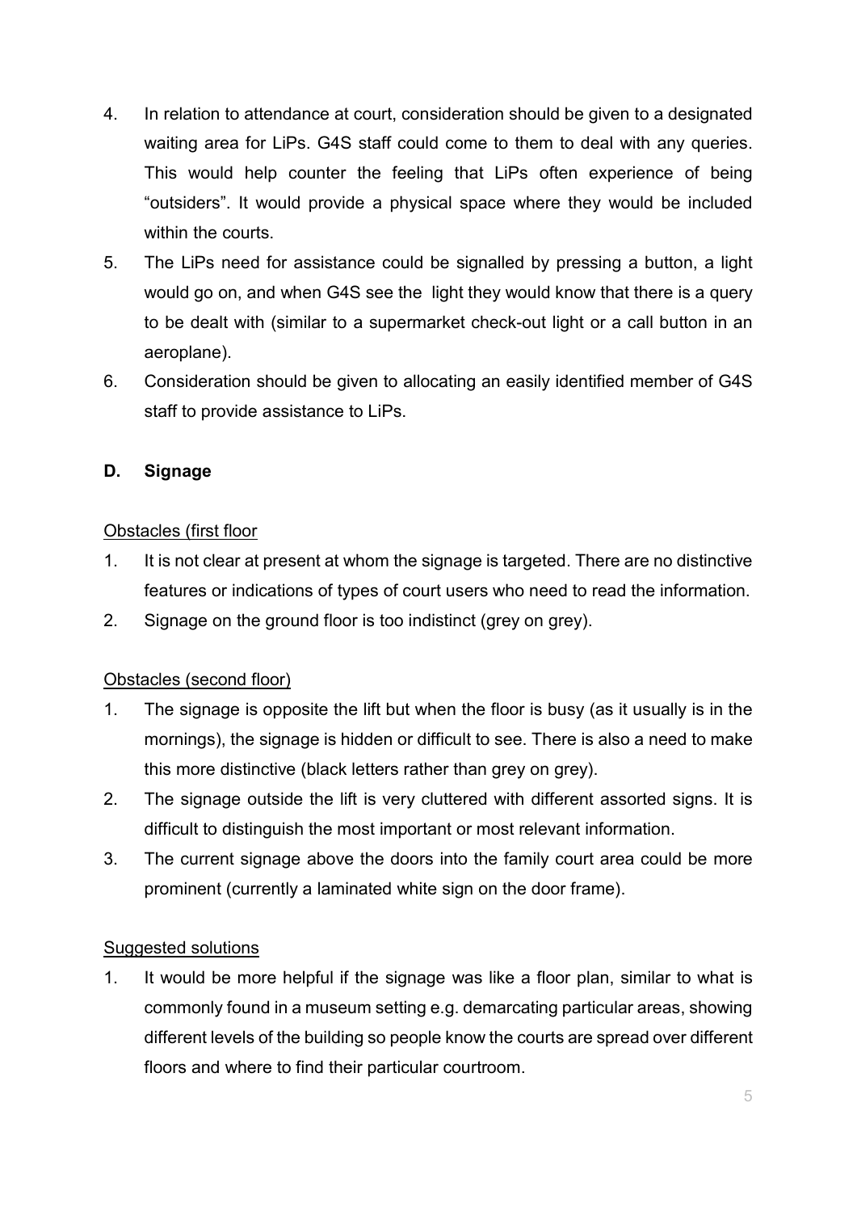4. In relation to attendance at court, consideration should be given to a designated waiting area for LiPs. G4S staff could come to them to deal with any queries. This would help counter the feeling that LiPs often experience of being "outsiders". It would provide a physical space where they would be included within the courts.
5. The LiPs need for assistance could be signalled by pressing a button, a light would go on, and when G4S see the light they would know that there is a query to be dealt with (similar to a supermarket check-out light or a call button in an aeroplane).
6. Consideration should be given to allocating an easily identified member of G4S staff to provide assistance to LiPs.

## D. Signage

<u>Obstacles (first floor</u>

1. It is not clear at present at whom the signage is targeted. There are no distinctive features or indications of types of court users who need to read the information.
2. Signage on the ground floor is too indistinct (grey on grey).

<u>Obstacles (second floor)</u>

1. The signage is opposite the lift but when the floor is busy (as it usually is in the mornings), the signage is hidden or difficult to see. There is also a need to make this more distinctive (black letters rather than grey on grey).
2. The signage outside the lift is very cluttered with different assorted signs. It is difficult to distinguish the most important or most relevant information.
3. The current signage above the doors into the family court area could be more prominent (currently a laminated white sign on the door frame).

<u>Suggested solutions</u>

1. It would be more helpful if the signage was like a floor plan, similar to what is commonly found in a museum setting e.g. demarcating particular areas, showing different levels of the building so people know the courts are spread over different floors and where to find their particular courtroom.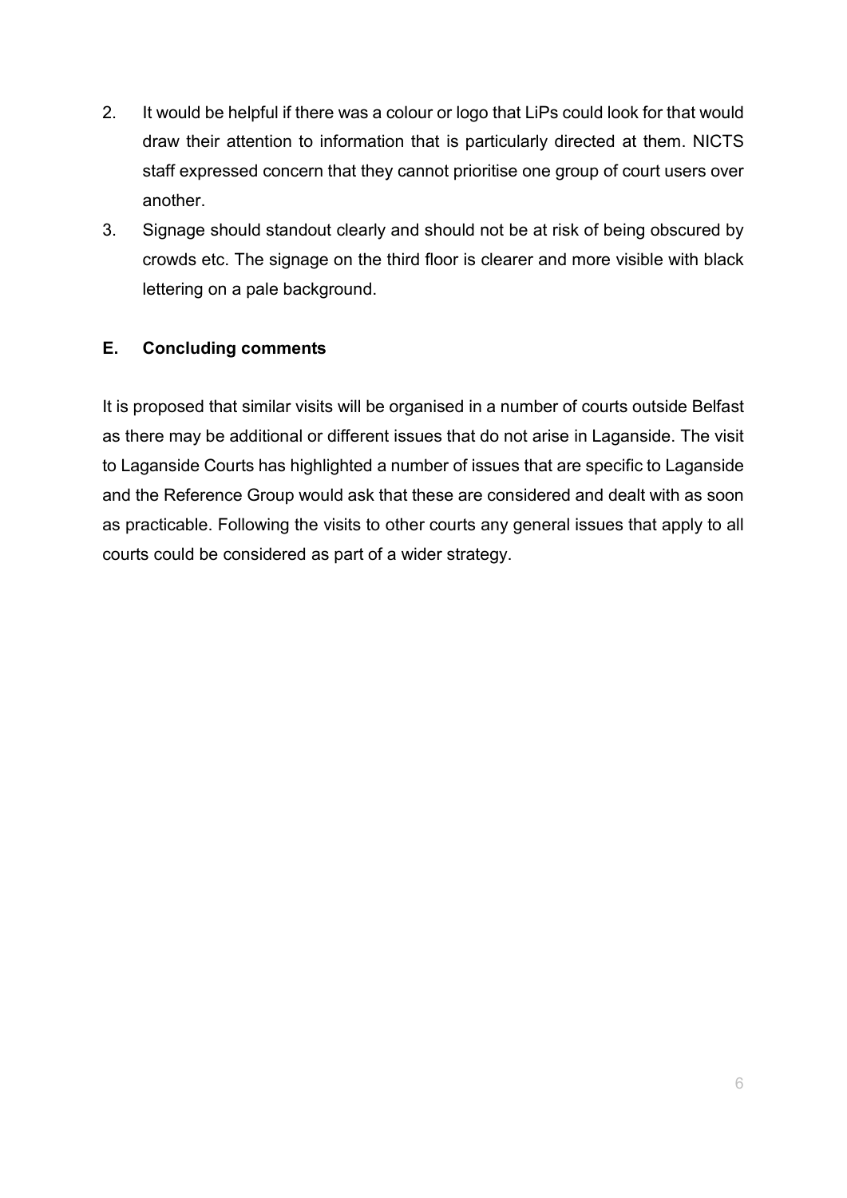2. It would be helpful if there was a colour or logo that LiPs could look for that would draw their attention to information that is particularly directed at them. NICTS staff expressed concern that they cannot prioritise one group of court users over another.
3. Signage should standout clearly and should not be at risk of being obscured by crowds etc. The signage on the third floor is clearer and more visible with black lettering on a pale background.

## E. Concluding comments

It is proposed that similar visits will be organised in a number of courts outside Belfast as there may be additional or different issues that do not arise in Laganside. The visit to Laganside Courts has highlighted a number of issues that are specific to Laganside and the Reference Group would ask that these are considered and dealt with as soon as practicable. Following the visits to other courts any general issues that apply to all courts could be considered as part of a wider strategy.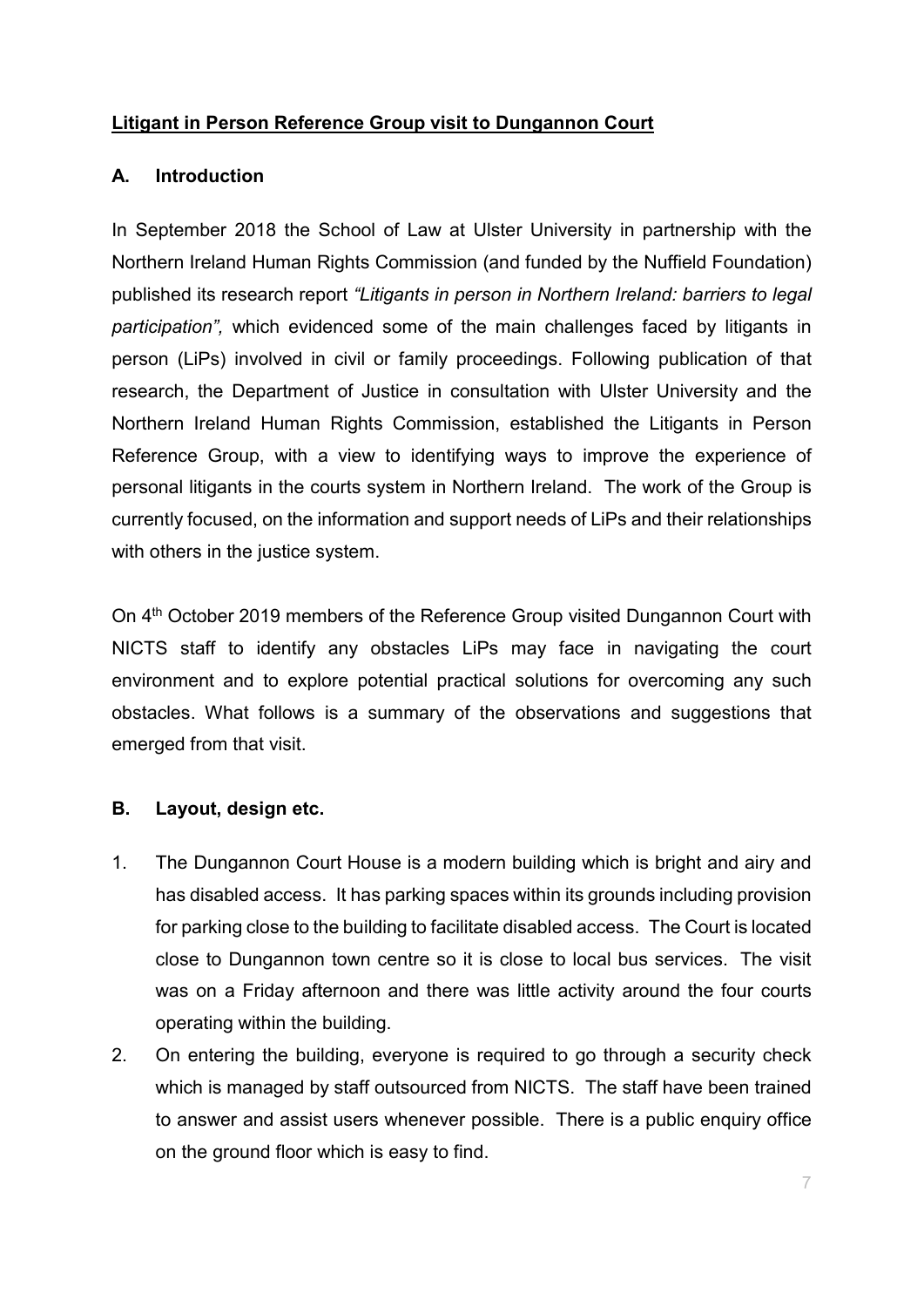## Litigant in Person Reference Group visit to Dungannon Court

### A. Introduction

In September 2018 the School of Law at Ulster University in partnership with the Northern Ireland Human Rights Commission (and funded by the Nuffield Foundation) published its research report *"Litigants in person in Northern Ireland: barriers to legal participation",* which evidenced some of the main challenges faced by litigants in person (LiPs) involved in civil or family proceedings. Following publication of that research, the Department of Justice in consultation with Ulster University and the Northern Ireland Human Rights Commission, established the Litigants in Person Reference Group, with a view to identifying ways to improve the experience of personal litigants in the courts system in Northern Ireland. The work of the Group is currently focused, on the information and support needs of LiPs and their relationships with others in the justice system.

On 4th October 2019 members of the Reference Group visited Dungannon Court with NICTS staff to identify any obstacles LiPs may face in navigating the court environment and to explore potential practical solutions for overcoming any such obstacles. What follows is a summary of the observations and suggestions that emerged from that visit.

### B. Layout, design etc.

1. The Dungannon Court House is a modern building which is bright and airy and has disabled access. It has parking spaces within its grounds including provision for parking close to the building to facilitate disabled access. The Court is located close to Dungannon town centre so it is close to local bus services. The visit was on a Friday afternoon and there was little activity around the four courts operating within the building.
2. On entering the building, everyone is required to go through a security check which is managed by staff outsourced from NICTS. The staff have been trained to answer and assist users whenever possible. There is a public enquiry office on the ground floor which is easy to find.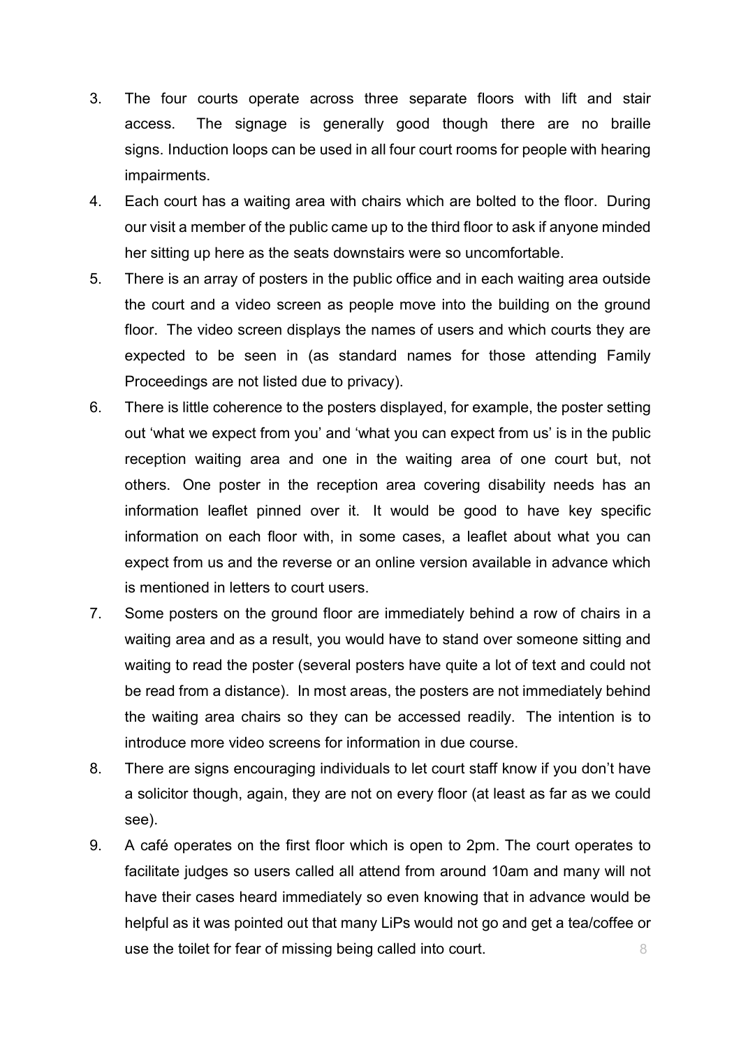3. The four courts operate across three separate floors with lift and stair access. The signage is generally good though there are no braille signs. Induction loops can be used in all four court rooms for people with hearing impairments.

4. Each court has a waiting area with chairs which are bolted to the floor. During our visit a member of the public came up to the third floor to ask if anyone minded her sitting up here as the seats downstairs were so uncomfortable.

5. There is an array of posters in the public office and in each waiting area outside the court and a video screen as people move into the building on the ground floor. The video screen displays the names of users and which courts they are expected to be seen in (as standard names for those attending Family Proceedings are not listed due to privacy).

6. There is little coherence to the posters displayed, for example, the poster setting out 'what we expect from you' and 'what you can expect from us' is in the public reception waiting area and one in the waiting area of one court but, not others. One poster in the reception area covering disability needs has an information leaflet pinned over it. It would be good to have key specific information on each floor with, in some cases, a leaflet about what you can expect from us and the reverse or an online version available in advance which is mentioned in letters to court users.

7. Some posters on the ground floor are immediately behind a row of chairs in a waiting area and as a result, you would have to stand over someone sitting and waiting to read the poster (several posters have quite a lot of text and could not be read from a distance). In most areas, the posters are not immediately behind the waiting area chairs so they can be accessed readily. The intention is to introduce more video screens for information in due course.

8. There are signs encouraging individuals to let court staff know if you don't have a solicitor though, again, they are not on every floor (at least as far as we could see).

9. A café operates on the first floor which is open to 2pm. The court operates to facilitate judges so users called all attend from around 10am and many will not have their cases heard immediately so even knowing that in advance would be helpful as it was pointed out that many LiPs would not go and get a tea/coffee or use the toilet for fear of missing being called into court.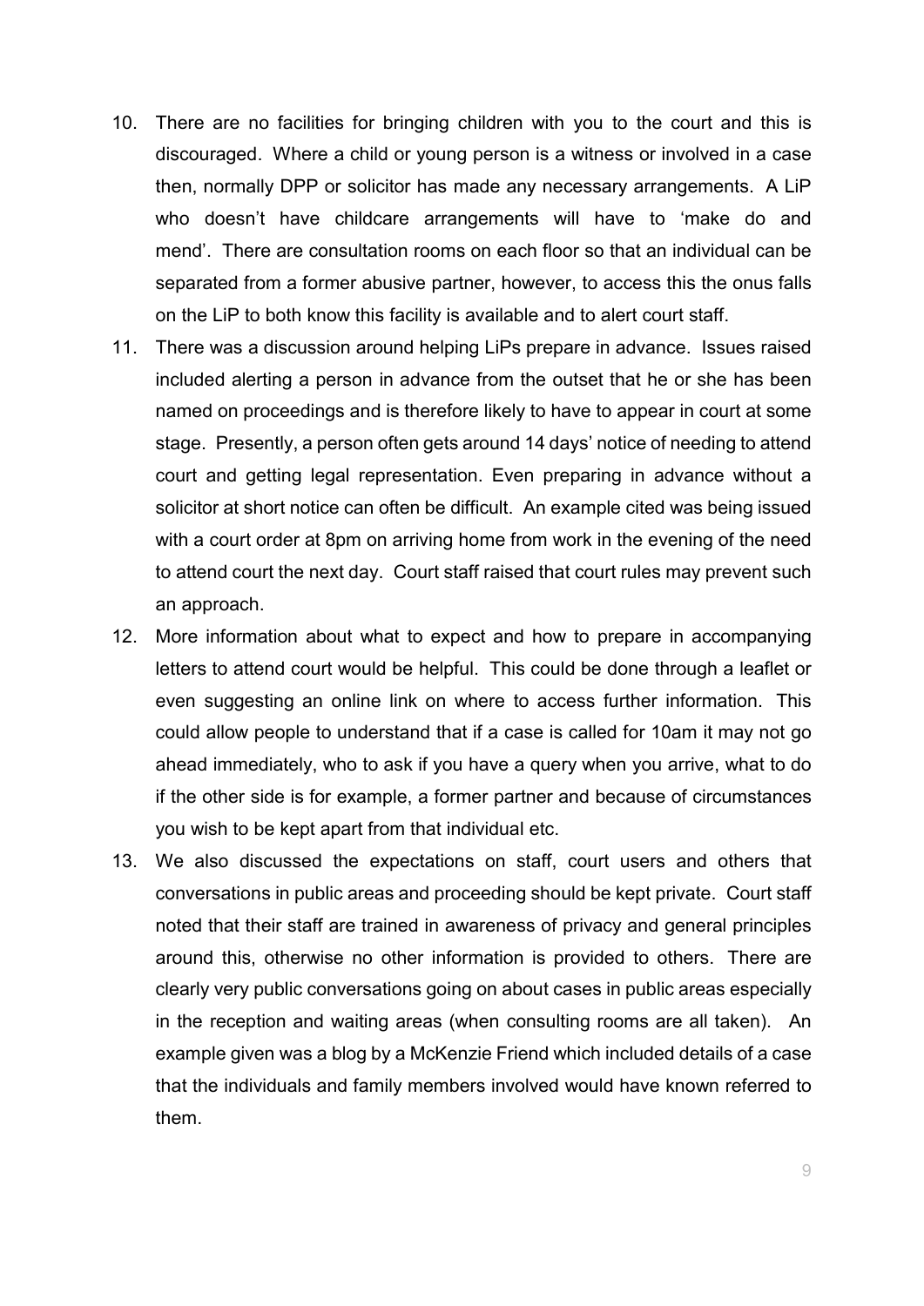10. There are no facilities for bringing children with you to the court and this is discouraged. Where a child or young person is a witness or involved in a case then, normally DPP or solicitor has made any necessary arrangements. A LiP who doesn't have childcare arrangements will have to 'make do and mend'. There are consultation rooms on each floor so that an individual can be separated from a former abusive partner, however, to access this the onus falls on the LiP to both know this facility is available and to alert court staff.
11. There was a discussion around helping LiPs prepare in advance. Issues raised included alerting a person in advance from the outset that he or she has been named on proceedings and is therefore likely to have to appear in court at some stage. Presently, a person often gets around 14 days' notice of needing to attend court and getting legal representation. Even preparing in advance without a solicitor at short notice can often be difficult. An example cited was being issued with a court order at 8pm on arriving home from work in the evening of the need to attend court the next day. Court staff raised that court rules may prevent such an approach.
12. More information about what to expect and how to prepare in accompanying letters to attend court would be helpful. This could be done through a leaflet or even suggesting an online link on where to access further information. This could allow people to understand that if a case is called for 10am it may not go ahead immediately, who to ask if you have a query when you arrive, what to do if the other side is for example, a former partner and because of circumstances you wish to be kept apart from that individual etc.
13. We also discussed the expectations on staff, court users and others that conversations in public areas and proceeding should be kept private. Court staff noted that their staff are trained in awareness of privacy and general principles around this, otherwise no other information is provided to others. There are clearly very public conversations going on about cases in public areas especially in the reception and waiting areas (when consulting rooms are all taken). An example given was a blog by a McKenzie Friend which included details of a case that the individuals and family members involved would have known referred to them.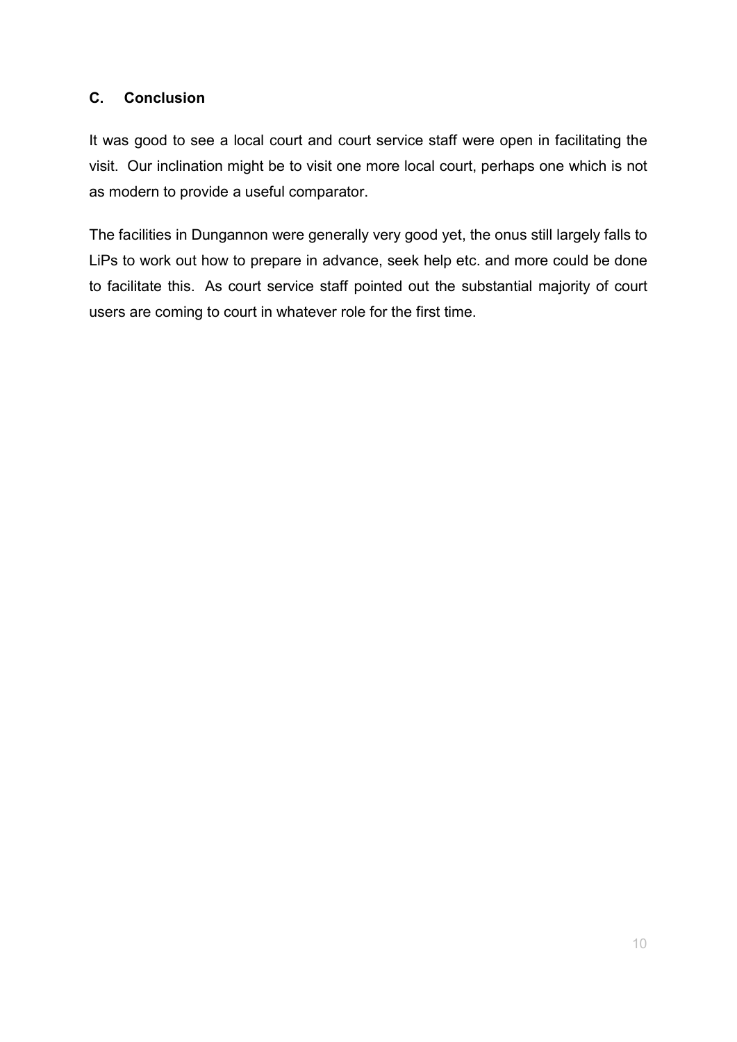## C. Conclusion

It was good to see a local court and court service staff were open in facilitating the visit. Our inclination might be to visit one more local court, perhaps one which is not as modern to provide a useful comparator.

The facilities in Dungannon were generally very good yet, the onus still largely falls to LiPs to work out how to prepare in advance, seek help etc. and more could be done to facilitate this. As court service staff pointed out the substantial majority of court users are coming to court in whatever role for the first time.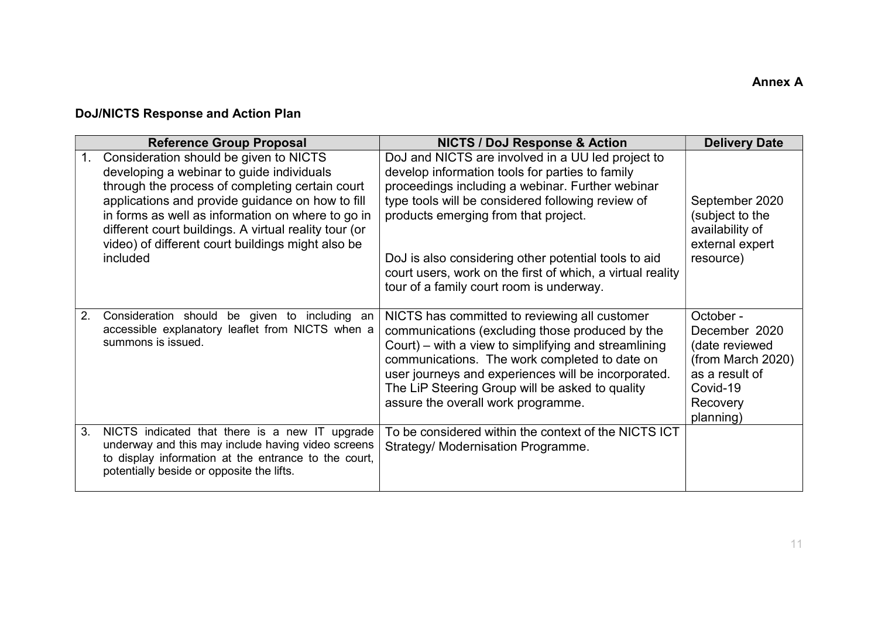**Annex A**

**DoJ/NICTS Response and Action Plan**

| Reference Group Proposal | NICTS / DoJ Response & Action | Delivery Date |
|---|---|---|
| 1. Consideration should be given to NICTS developing a webinar to guide individuals through the process of completing certain court applications and provide guidance on how to fill in forms as well as information on where to go in different court buildings. A virtual reality tour (or video) of different court buildings might also be included | DoJ and NICTS are involved in a UU led project to develop information tools for parties to family proceedings including a webinar. Further webinar type tools will be considered following review of products emerging from that project.<br><br>DoJ is also considering other potential tools to aid court users, work on the first of which, a virtual reality tour of a family court room is underway. | September 2020 (subject to the availability of external expert resource) |
| 2. Consideration should be given to including an accessible explanatory leaflet from NICTS when a summons is issued. | NICTS has committed to reviewing all customer communications (excluding those produced by the Court) – with a view to simplifying and streamlining communications. The work completed to date on user journeys and experiences will be incorporated. The LiP Steering Group will be asked to quality assure the overall work programme. | October - December 2020 (date reviewed (from March 2020) as a result of Covid-19 Recovery planning) |
| 3. NICTS indicated that there is a new IT upgrade underway and this may include having video screens to display information at the entrance to the court, potentially beside or opposite the lifts. | To be considered within the context of the NICTS ICT Strategy/ Modernisation Programme. | |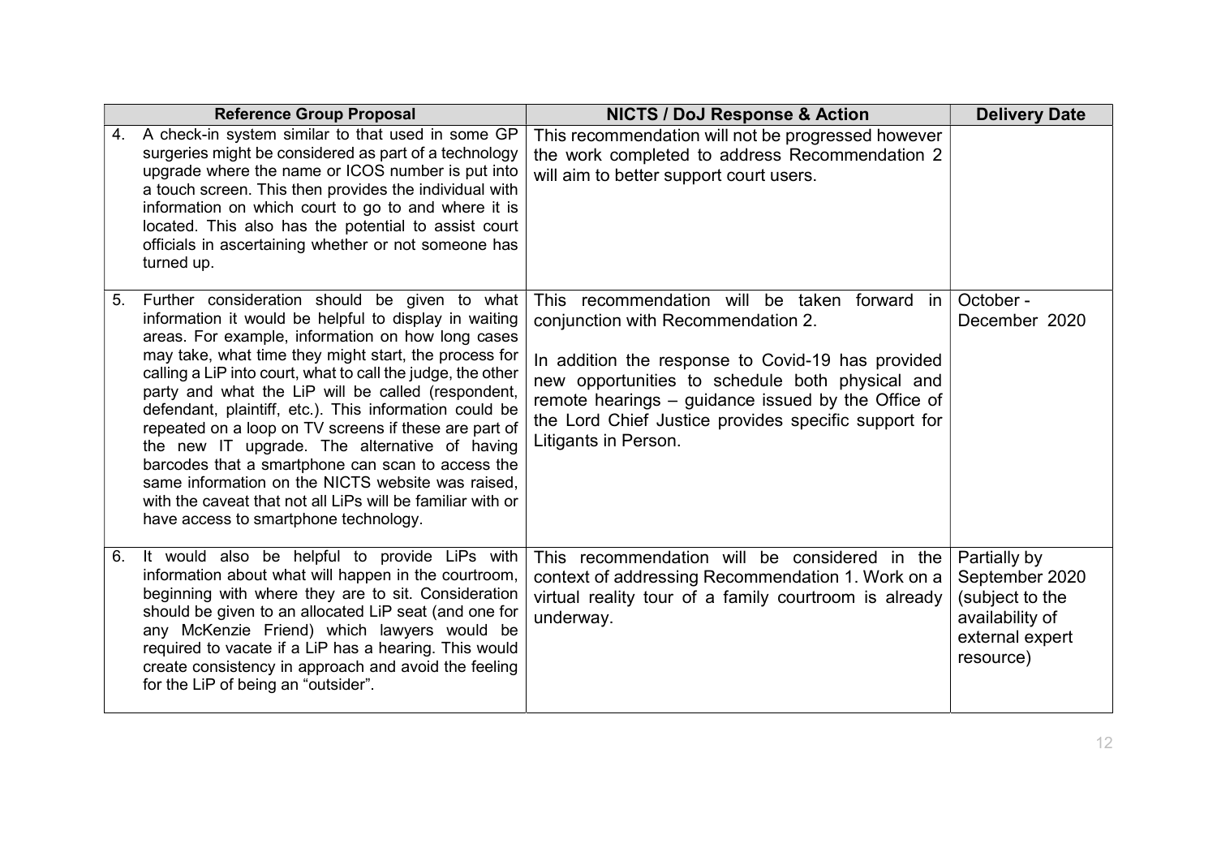| Reference Group Proposal | NICTS / DoJ Response & Action | Delivery Date |
|---|---|---|
| 4. A check-in system similar to that used in some GP surgeries might be considered as part of a technology upgrade where the name or ICOS number is put into a touch screen. This then provides the individual with information on which court to go to and where it is located. This also has the potential to assist court officials in ascertaining whether or not someone has turned up. | This recommendation will not be progressed however the work completed to address Recommendation 2 will aim to better support court users. | |
| 5. Further consideration should be given to what information it would be helpful to display in waiting areas. For example, information on how long cases may take, what time they might start, the process for calling a LiP into court, what to call the judge, the other party and what the LiP will be called (respondent, defendant, plaintiff, etc.). This information could be repeated on a loop on TV screens if these are part of the new IT upgrade. The alternative of having barcodes that a smartphone can scan to access the same information on the NICTS website was raised, with the caveat that not all LiPs will be familiar with or have access to smartphone technology. | This recommendation will be taken forward in conjunction with Recommendation 2.<br><br>In addition the response to Covid-19 has provided new opportunities to schedule both physical and remote hearings – guidance issued by the Office of the Lord Chief Justice provides specific support for Litigants in Person. | October - December 2020 |
| 6. It would also be helpful to provide LiPs with information about what will happen in the courtroom, beginning with where they are to sit. Consideration should be given to an allocated LiP seat (and one for any McKenzie Friend) which lawyers would be required to vacate if a LiP has a hearing. This would create consistency in approach and avoid the feeling for the LiP of being an "outsider". | This recommendation will be considered in the context of addressing Recommendation 1. Work on a virtual reality tour of a family courtroom is already underway. | Partially by September 2020 (subject to the availability of external expert resource) |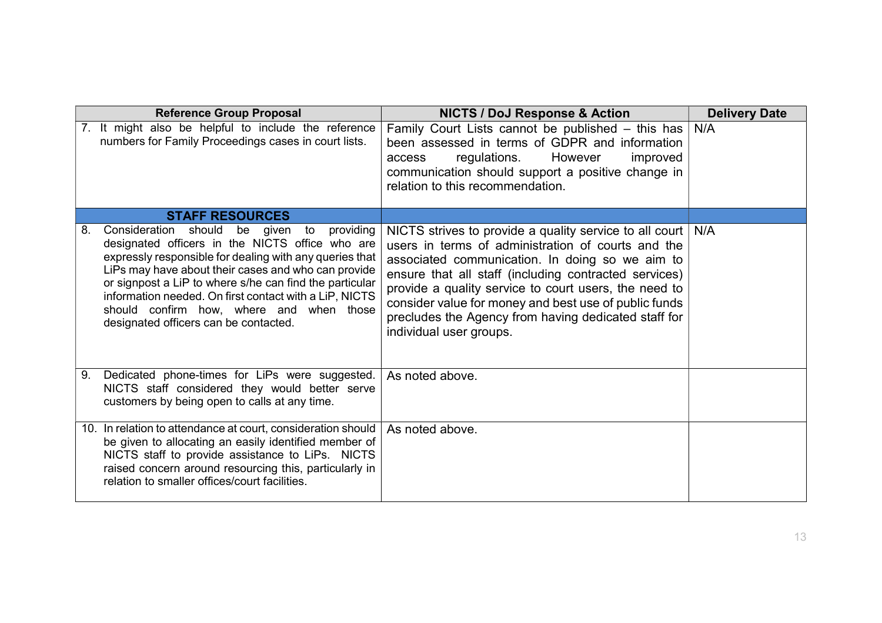| Reference Group Proposal | NICTS / DoJ Response & Action | Delivery Date |
|---|---|---|
| 7. It might also be helpful to include the reference numbers for Family Proceedings cases in court lists. | Family Court Lists cannot be published – this has been assessed in terms of GDPR and information access regulations. However improved communication should support a positive change in relation to this recommendation. | N/A |
| **STAFF RESOURCES** | | |
| 8. Consideration should be given to providing designated officers in the NICTS office who are expressly responsible for dealing with any queries that LiPs may have about their cases and who can provide or signpost a LiP to where s/he can find the particular information needed. On first contact with a LiP, NICTS should confirm how, where and when those designated officers can be contacted. | NICTS strives to provide a quality service to all court users in terms of administration of courts and the associated communication. In doing so we aim to ensure that all staff (including contracted services) provide a quality service to court users, the need to consider value for money and best use of public funds precludes the Agency from having dedicated staff for individual user groups. | N/A |
| 9. Dedicated phone-times for LiPs were suggested. NICTS staff considered they would better serve customers by being open to calls at any time. | As noted above. | |
| 10. In relation to attendance at court, consideration should be given to allocating an easily identified member of NICTS staff to provide assistance to LiPs. NICTS raised concern around resourcing this, particularly in relation to smaller offices/court facilities. | As noted above. | |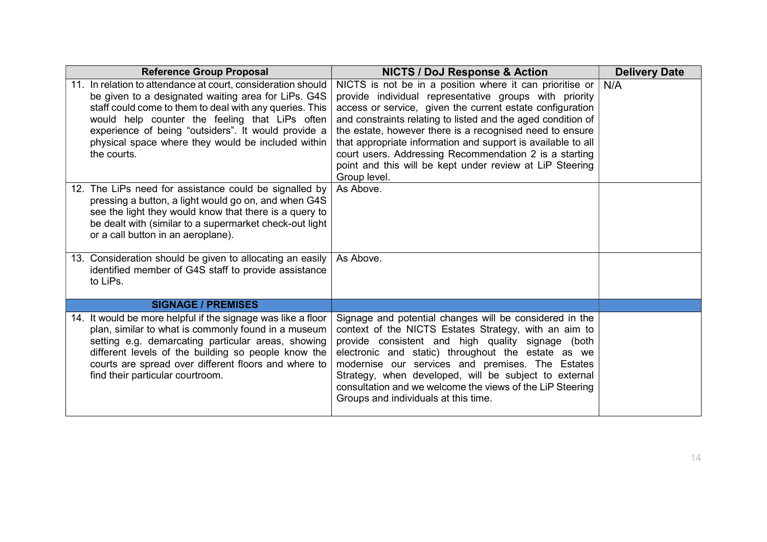| Reference Group Proposal | NICTS / DoJ Response & Action | Delivery Date |
|---|---|---|
| 11. In relation to attendance at court, consideration should be given to a designated waiting area for LiPs. G4S staff could come to them to deal with any queries. This would help counter the feeling that LiPs often experience of being "outsiders". It would provide a physical space where they would be included within the courts. | NICTS is not be in a position where it can prioritise or provide individual representative groups with priority access or service, given the current estate configuration and constraints relating to listed and the aged condition of the estate, however there is a recognised need to ensure that appropriate information and support is available to all court users. Addressing Recommendation 2 is a starting point and this will be kept under review at LiP Steering Group level. | N/A |
| 12. The LiPs need for assistance could be signalled by pressing a button, a light would go on, and when G4S see the light they would know that there is a query to be dealt with (similar to a supermarket check-out light or a call button in an aeroplane). | As Above. | |
| 13. Consideration should be given to allocating an easily identified member of G4S staff to provide assistance to LiPs. | As Above. | |
| **SIGNAGE / PREMISES** | | |
| 14. It would be more helpful if the signage was like a floor plan, similar to what is commonly found in a museum setting e.g. demarcating particular areas, showing different levels of the building so people know the courts are spread over different floors and where to find their particular courtroom. | Signage and potential changes will be considered in the context of the NICTS Estates Strategy, with an aim to provide consistent and high quality signage (both electronic and static) throughout the estate as we modernise our services and premises. The Estates Strategy, when developed, will be subject to external consultation and we welcome the views of the LiP Steering Groups and individuals at this time. | |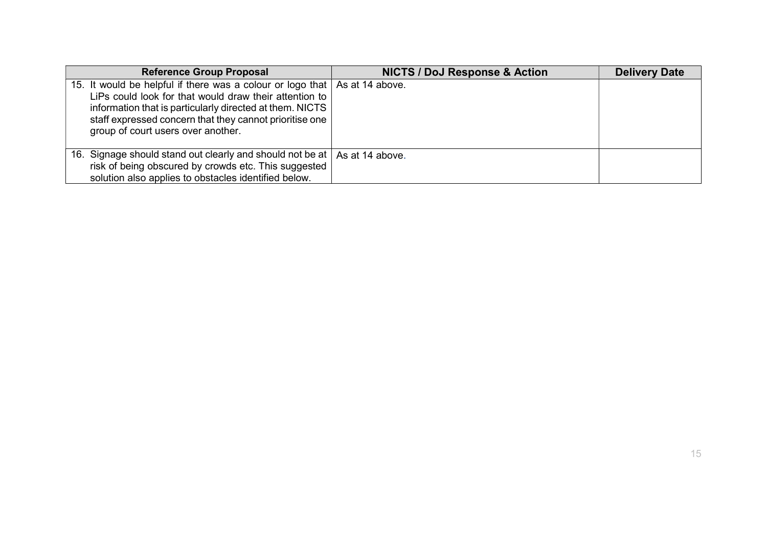| Reference Group Proposal | NICTS / DoJ Response & Action | Delivery Date |
|---|---|---|
| 15. It would be helpful if there was a colour or logo that LiPs could look for that would draw their attention to information that is particularly directed at them. NICTS staff expressed concern that they cannot prioritise one group of court users over another. | As at 14 above. | |
| 16. Signage should stand out clearly and should not be at risk of being obscured by crowds etc. This suggested solution also applies to obstacles identified below. | As at 14 above. | |